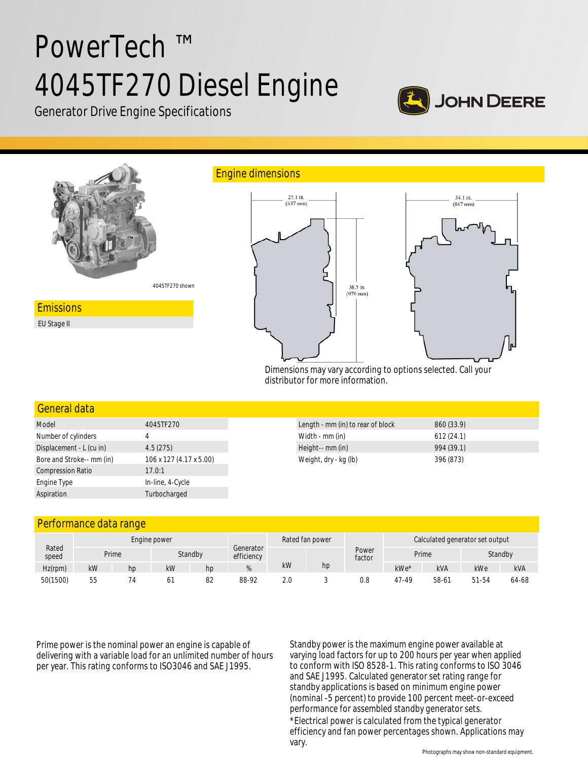# PowerTech ™ 4045TF270 Diesel Engine

Generator Drive Engine Specifications

JOHN DEERE

4045TF270 shown

## Emissions

EU Stage II

## Engine dimensions

25.1 in. (637 mm)

34.1 in. (867 mm)

38.5 in. (979 mm)

Dimensions may vary according to options selected. Call your distributor for more information.

## General data

| | |
|---|---|
| Model | 4045TF270 |
| Number of cylinders | 4 |
| Displacement - L (cu in) | 4.5 (275) |
| Bore and Stroke-- mm (in) | 106 x 127 (4.17 x 5.00) |
| Compression Ratio | 17.0:1 |
| Engine Type | In-line, 4-Cycle |
| Aspiration | Turbocharged |

| | |
|---|---|
| Length - mm (in) to rear of block | 860 (33.9) |
| Width - mm (in) | 612 (24.1) |
| Height-- mm (in) | 994 (39.1) |
| Weight, dry - kg (lb) | 396 (873) |

## Performance data range

| Rated speed | Engine power | | | | Generator efficiency | Rated fan power | | Power factor | Calculated generator set output | | | |
|---|---|---|---|---|---|---|---|---|---|---|---|---|
| | Prime | | Standby | | | | | | Prime | | Standby | |
| Hz(rpm) | kW | hp | kW | hp | % | kW | hp | | kWe* | kVA | kWe | kVA |
| 50(1500) | 55 | 74 | 61 | 82 | 88-92 | 2.0 | 3 | 0.8 | 47-49 | 58-61 | 51-54 | 64-68 |

Prime power is the nominal power an engine is capable of delivering with a variable load for an unlimited number of hours per year. This rating conforms to ISO3046 and SAE J1995.

Standby power is the maximum engine power available at varying load factors for up to 200 hours per year when applied to conform with ISO 8528-1. This rating conforms to ISO 3046 and SAE J1995. Calculated generator set rating range for standby applications is based on minimum engine power (nominal -5 percent) to provide 100 percent meet-or-exceed performance for assembled standby generator sets.

*Electrical power is calculated from the typical generator efficiency and fan power percentages shown. Applications may vary.

Photographs may show non-standard equipment.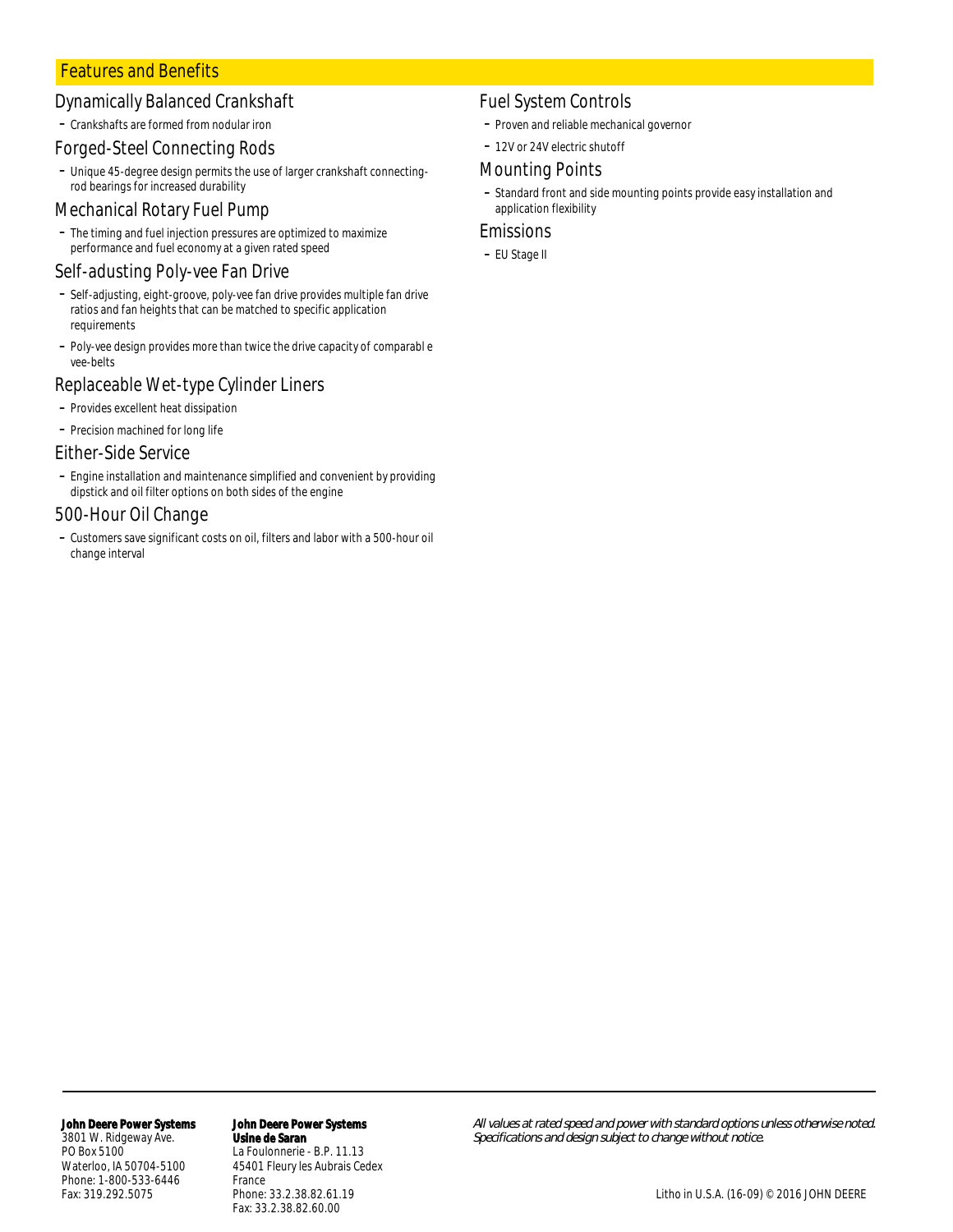## Features and Benefits

### Dynamically Balanced Crankshaft

- Crankshafts are formed from nodular iron

### Forged-Steel Connecting Rods

- Unique 45-degree design permits the use of larger crankshaft connecting-rod bearings for increased durability

### Mechanical Rotary Fuel Pump

- The timing and fuel injection pressures are optimized to maximize performance and fuel economy at a given rated speed

### Self-adusting Poly-vee Fan Drive

- Self-adjusting, eight-groove, poly-vee fan drive provides multiple fan drive ratios and fan heights that can be matched to specific application requirements
- Poly-vee design provides more than twice the drive capacity of comparabl e vee-belts

### Replaceable Wet-type Cylinder Liners

- Provides excellent heat dissipation
- Precision machined for long life

### Either-Side Service

- Engine installation and maintenance simplified and convenient by providing dipstick and oil filter options on both sides of the engine

### 500-Hour Oil Change

- Customers save significant costs on oil, filters and labor with a 500-hour oil change interval

### Fuel System Controls

- Proven and reliable mechanical governor
- 12V or 24V electric shutoff

### Mounting Points

- Standard front and side mounting points provide easy installation and application flexibility

### Emissions

- EU Stage II

---

**John Deere Power Systems**
3801 W. Ridgeway Ave.
PO Box 5100
Waterloo, IA 50704-5100
Phone: 1-800-533-6446
Fax: 319.292.5075

**John Deere Power Systems**
**Usine de Saran**
La Foulonnerie - B.P. 11.13
45401 Fleury les Aubrais Cedex
France
Phone: 33.2.38.82.61.19
Fax: 33.2.38.82.60.00

*All values at rated speed and power with standard options unless otherwise noted.*
*Specifications and design subject to change without notice.*

Litho in U.S.A. (16-09) © 2016 JOHN DEERE